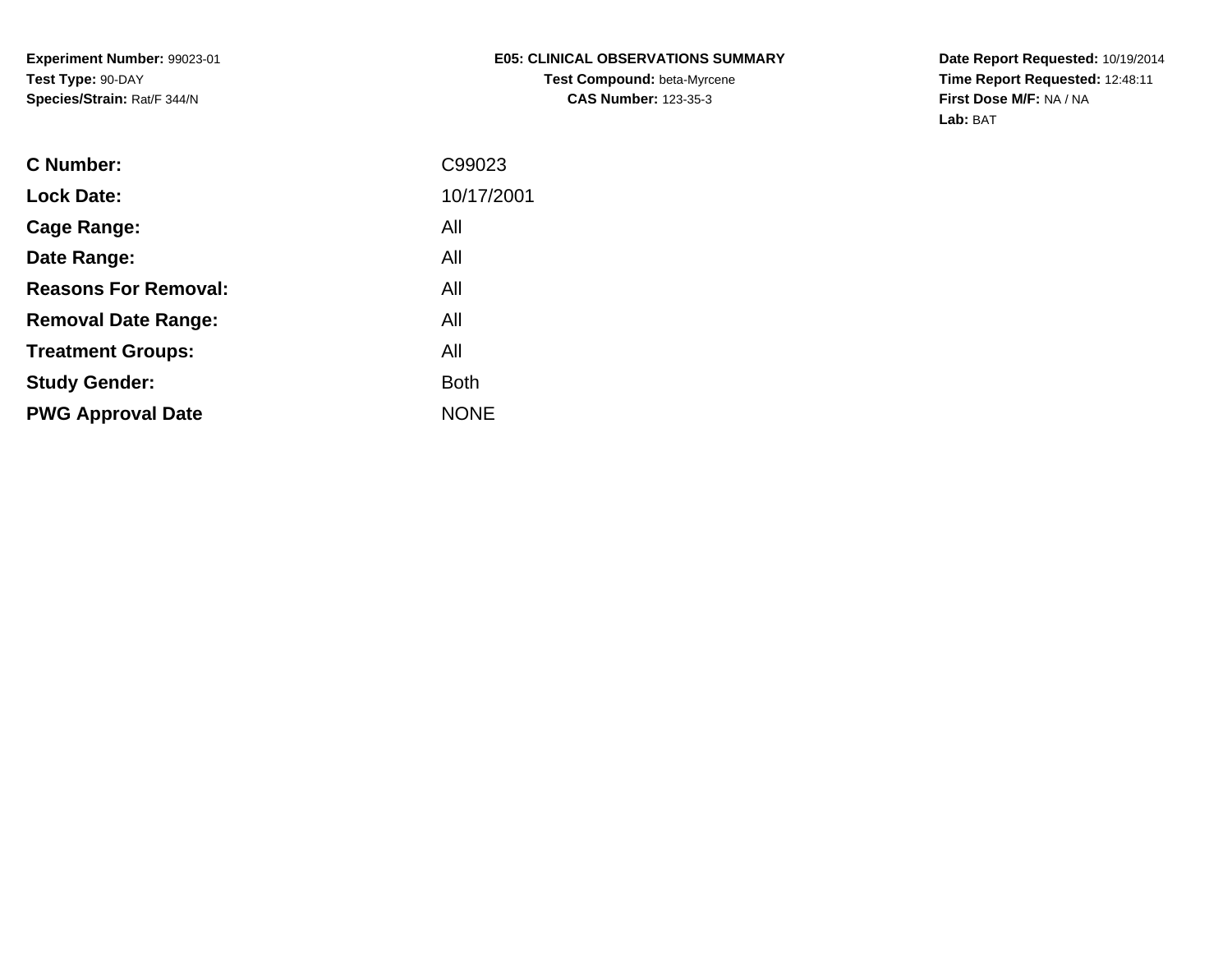**Experiment Number:** 99023-01
**Test Type:** 90-DAY
**Species/Strain:** Rat/F 344/N

# E05: CLINICAL OBSERVATIONS SUMMARY

**Test Compound:** beta-Myrcene
**CAS Number:** 123-35-3

**Date Report Requested:** 10/19/2014
**Time Report Requested:** 12:48:11
**First Dose M/F:** NA / NA
**Lab:** BAT

| | |
|---|---|
| **C Number:** | C99023 |
| **Lock Date:** | 10/17/2001 |
| **Cage Range:** | All |
| **Date Range:** | All |
| **Reasons For Removal:** | All |
| **Removal Date Range:** | All |
| **Treatment Groups:** | All |
| **Study Gender:** | Both |
| **PWG Approval Date** | NONE |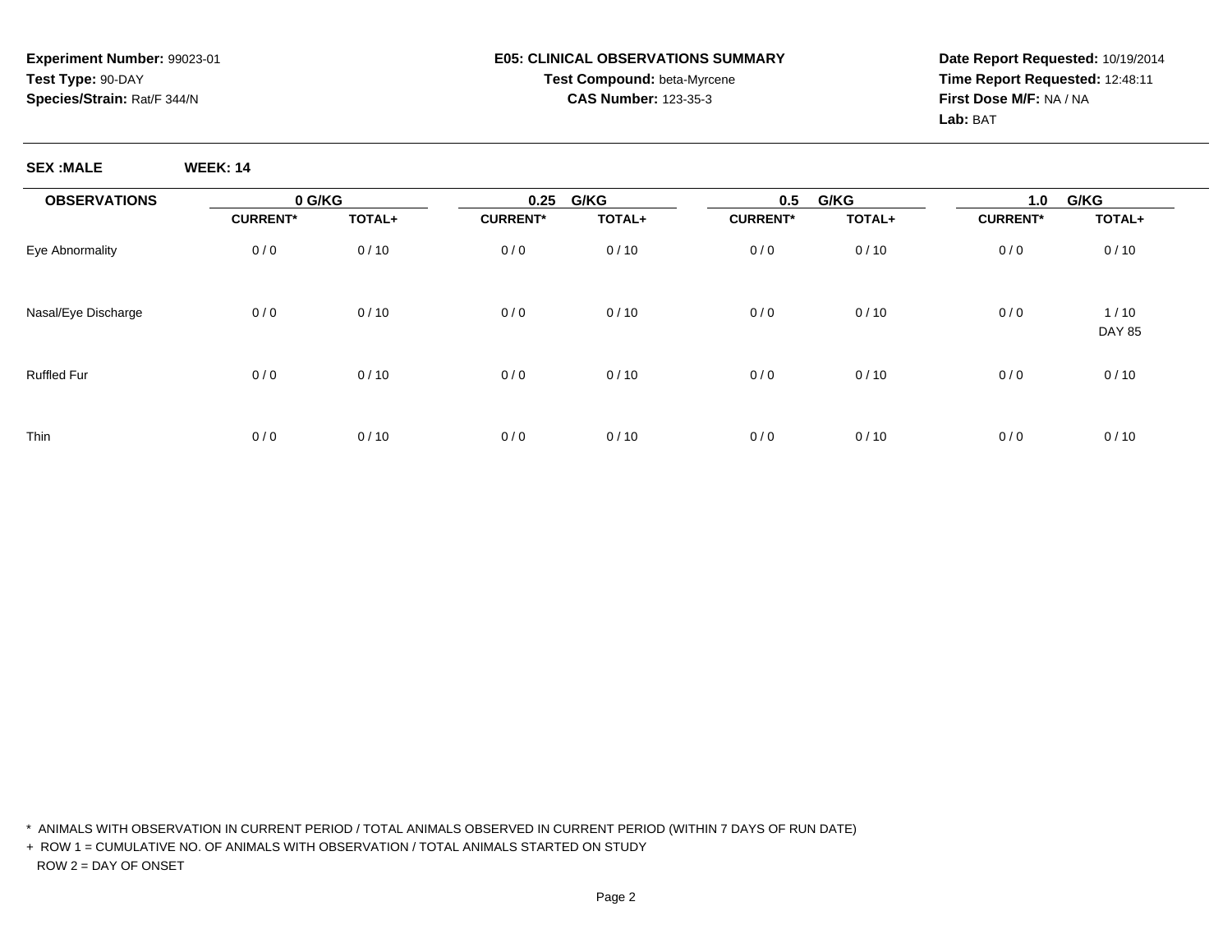**Experiment Number:** 99023-01
**Test Type:** 90-DAY
**Species/Strain:** Rat/F 344/N

**E05: CLINICAL OBSERVATIONS SUMMARY**
**Test Compound:** beta-Myrcene
**CAS Number:** 123-35-3

**Date Report Requested:** 10/19/2014
**Time Report Requested:** 12:48:11
**First Dose M/F:** NA / NA
**Lab:** BAT

**SEX :MALE** **WEEK: 14**

| OBSERVATIONS | 0 G/KG | | 0.25 G/KG | | 0.5 G/KG | | 1.0 G/KG | |
|---|---|---|---|---|---|---|---|---|
| | CURRENT* | TOTAL+ | CURRENT* | TOTAL+ | CURRENT* | TOTAL+ | CURRENT* | TOTAL+ |
| Eye Abnormality | 0 / 0 | 0 / 10 | 0 / 0 | 0 / 10 | 0 / 0 | 0 / 10 | 0 / 0 | 0 / 10 |
| Nasal/Eye Discharge | 0 / 0 | 0 / 10 | 0 / 0 | 0 / 10 | 0 / 0 | 0 / 10 | 0 / 0 | 1 / 10<br>DAY 85 |
| Ruffled Fur | 0 / 0 | 0 / 10 | 0 / 0 | 0 / 10 | 0 / 0 | 0 / 10 | 0 / 0 | 0 / 10 |
| Thin | 0 / 0 | 0 / 10 | 0 / 0 | 0 / 10 | 0 / 0 | 0 / 10 | 0 / 0 | 0 / 10 |

* ANIMALS WITH OBSERVATION IN CURRENT PERIOD / TOTAL ANIMALS OBSERVED IN CURRENT PERIOD (WITHIN 7 DAYS OF RUN DATE)

+ ROW 1 = CUMULATIVE NO. OF ANIMALS WITH OBSERVATION / TOTAL ANIMALS STARTED ON STUDY
  ROW 2 = DAY OF ONSET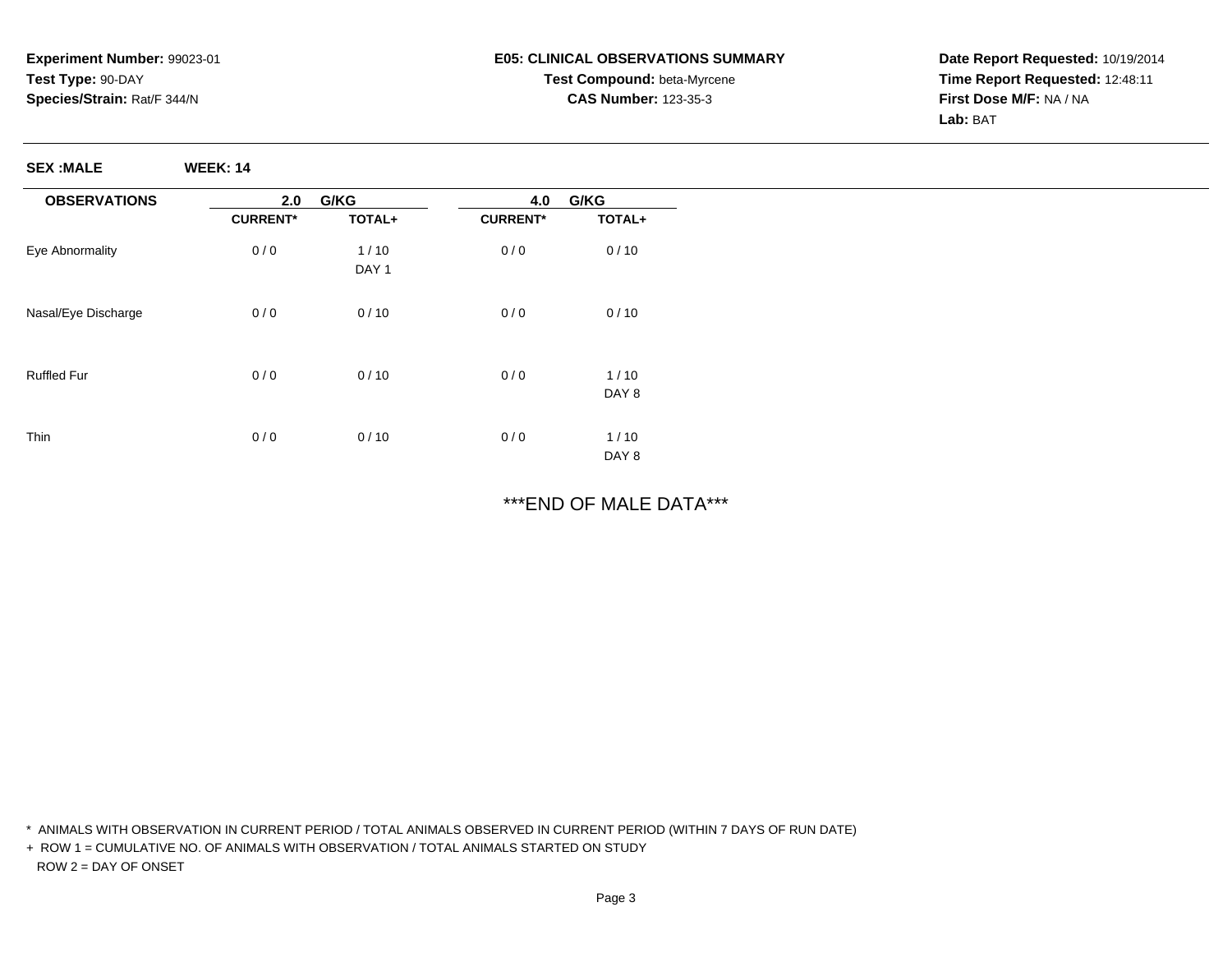**Experiment Number:** 99023-01
**Test Type:** 90-DAY
**Species/Strain:** Rat/F 344/N

**E05: CLINICAL OBSERVATIONS SUMMARY**
**Test Compound:** beta-Myrcene
**CAS Number:** 123-35-3

**Date Report Requested:** 10/19/2014
**Time Report Requested:** 12:48:11
**First Dose M/F:** NA / NA
**Lab:** BAT

**SEX :MALE** **WEEK: 14**

| OBSERVATIONS | 2.0 G/KG | | 4.0 G/KG | |
|---|---|---|---|---|
| | CURRENT* | TOTAL+ | CURRENT* | TOTAL+ |
| Eye Abnormality | 0 / 0 | 1 / 10<br>DAY 1 | 0 / 0 | 0 / 10 |
| Nasal/Eye Discharge | 0 / 0 | 0 / 10 | 0 / 0 | 0 / 10 |
| Ruffled Fur | 0 / 0 | 0 / 10 | 0 / 0 | 1 / 10<br>DAY 8 |
| Thin | 0 / 0 | 0 / 10 | 0 / 0 | 1 / 10<br>DAY 8 |

***END OF MALE DATA***

\* ANIMALS WITH OBSERVATION IN CURRENT PERIOD / TOTAL ANIMALS OBSERVED IN CURRENT PERIOD (WITHIN 7 DAYS OF RUN DATE)
\+ ROW 1 = CUMULATIVE NO. OF ANIMALS WITH OBSERVATION / TOTAL ANIMALS STARTED ON STUDY
ROW 2 = DAY OF ONSET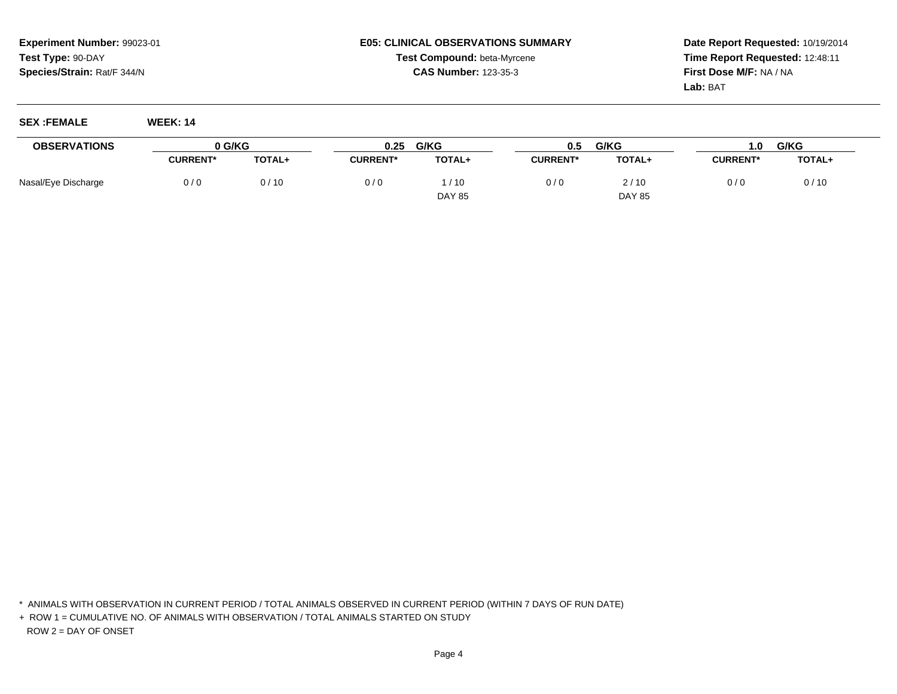**Experiment Number:** 99023-01
**Test Type:** 90-DAY
**Species/Strain:** Rat/F 344/N

**E05: CLINICAL OBSERVATIONS SUMMARY**
**Test Compound:** beta-Myrcene
**CAS Number:** 123-35-3

**Date Report Requested:** 10/19/2014
**Time Report Requested:** 12:48:11
**First Dose M/F:** NA / NA
**Lab:** BAT

**SEX :FEMALE** **WEEK: 14**

| OBSERVATIONS | 0 G/KG | | 0.25 G/KG | | 0.5 G/KG | | 1.0 G/KG | |
|---|---|---|---|---|---|---|---|---|
| | CURRENT* | TOTAL+ | CURRENT* | TOTAL+ | CURRENT* | TOTAL+ | CURRENT* | TOTAL+ |
| Nasal/Eye Discharge | 0 / 0 | 0 / 10 | 0 / 0 | 1 / 10 | 0 / 0 | 2 / 10 | 0 / 0 | 0 / 10 |
| | | | | DAY 85 | | DAY 85 | | |

* ANIMALS WITH OBSERVATION IN CURRENT PERIOD / TOTAL ANIMALS OBSERVED IN CURRENT PERIOD (WITHIN 7 DAYS OF RUN DATE)

+ ROW 1 = CUMULATIVE NO. OF ANIMALS WITH OBSERVATION / TOTAL ANIMALS STARTED ON STUDY
  ROW 2 = DAY OF ONSET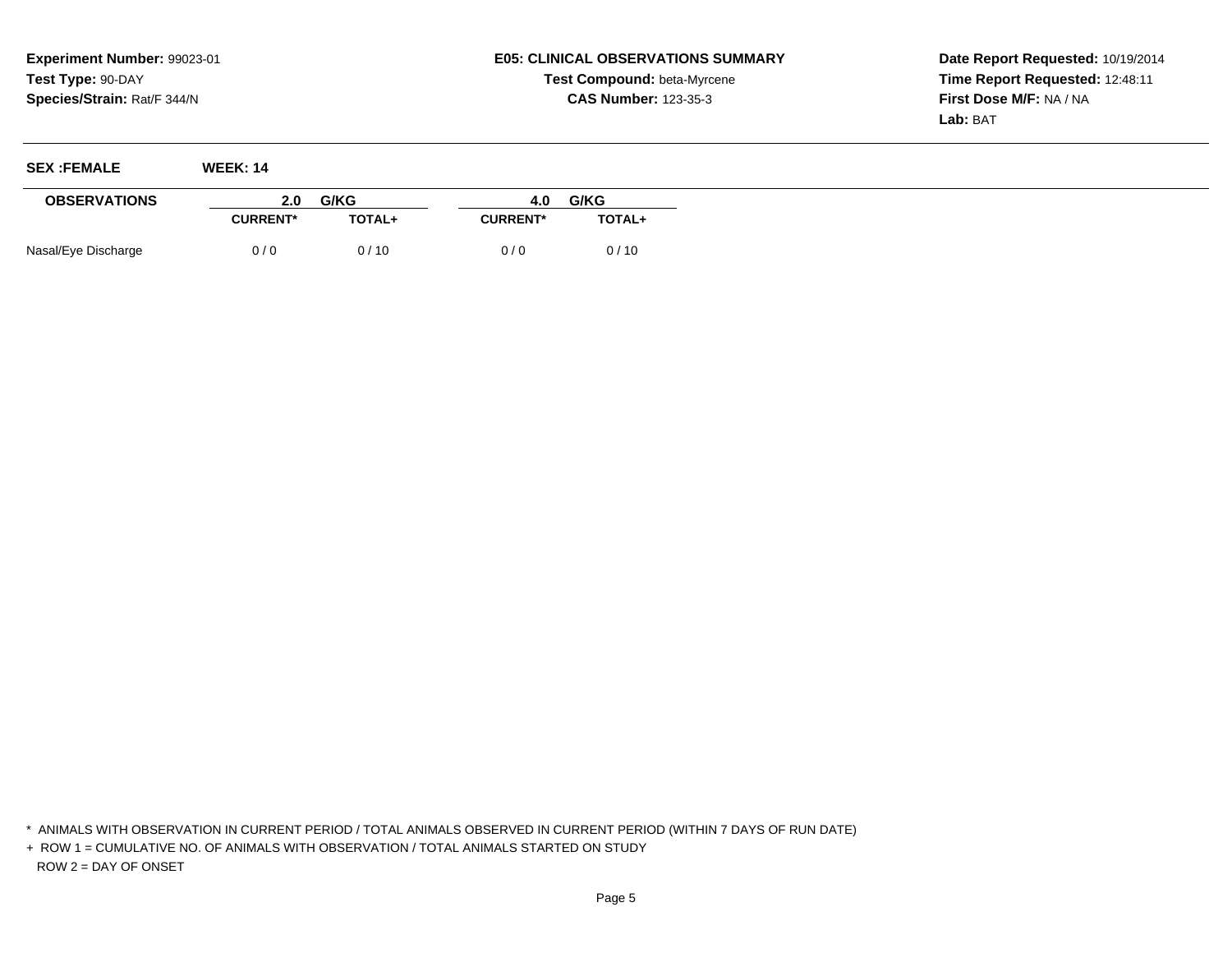**Experiment Number:** 99023-01
**Test Type:** 90-DAY
**Species/Strain:** Rat/F 344/N

**E05: CLINICAL OBSERVATIONS SUMMARY**
**Test Compound:** beta-Myrcene
**CAS Number:** 123-35-3

**Date Report Requested:** 10/19/2014
**Time Report Requested:** 12:48:11
**First Dose M/F:** NA / NA
**Lab:** BAT

**SEX :FEMALE** **WEEK: 14**

| OBSERVATIONS | 2.0 G/KG | | 4.0 G/KG | |
|---|---|---|---|---|
| | CURRENT* | TOTAL+ | CURRENT* | TOTAL+ |
| Nasal/Eye Discharge | 0 / 0 | 0 / 10 | 0 / 0 | 0 / 10 |

* ANIMALS WITH OBSERVATION IN CURRENT PERIOD / TOTAL ANIMALS OBSERVED IN CURRENT PERIOD (WITHIN 7 DAYS OF RUN DATE)
+ ROW 1 = CUMULATIVE NO. OF ANIMALS WITH OBSERVATION / TOTAL ANIMALS STARTED ON STUDY
ROW 2 = DAY OF ONSET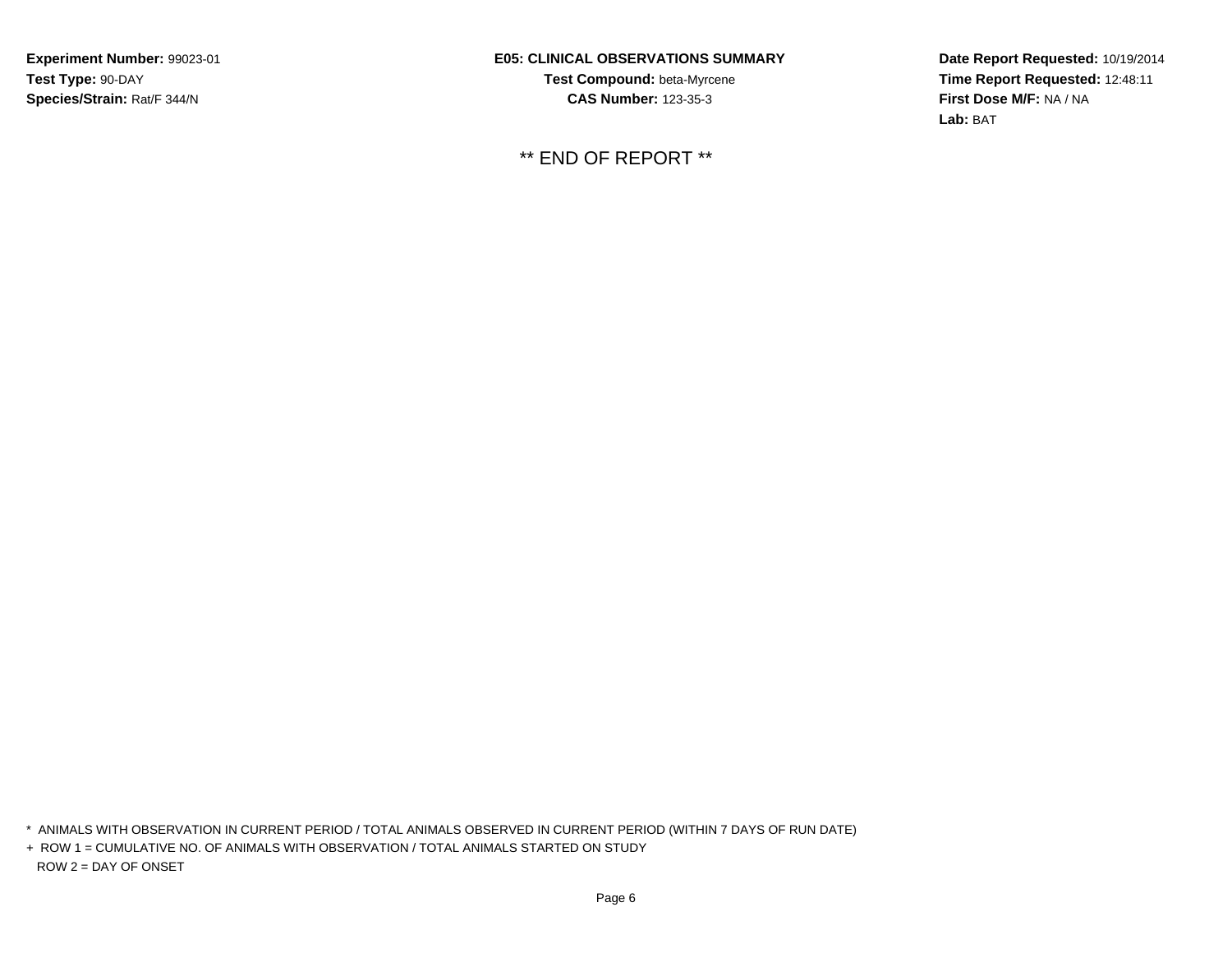**Experiment Number:** 99023-01
**Test Type:** 90-DAY
**Species/Strain:** Rat/F 344/N

**E05: CLINICAL OBSERVATIONS SUMMARY**
**Test Compound:** beta-Myrcene
**CAS Number:** 123-35-3

**Date Report Requested:** 10/19/2014
**Time Report Requested:** 12:48:11
**First Dose M/F:** NA / NA
**Lab:** BAT

** END OF REPORT **

* ANIMALS WITH OBSERVATION IN CURRENT PERIOD / TOTAL ANIMALS OBSERVED IN CURRENT PERIOD (WITHIN 7 DAYS OF RUN DATE)
+ ROW 1 = CUMULATIVE NO. OF ANIMALS WITH OBSERVATION / TOTAL ANIMALS STARTED ON STUDY
ROW 2 = DAY OF ONSET